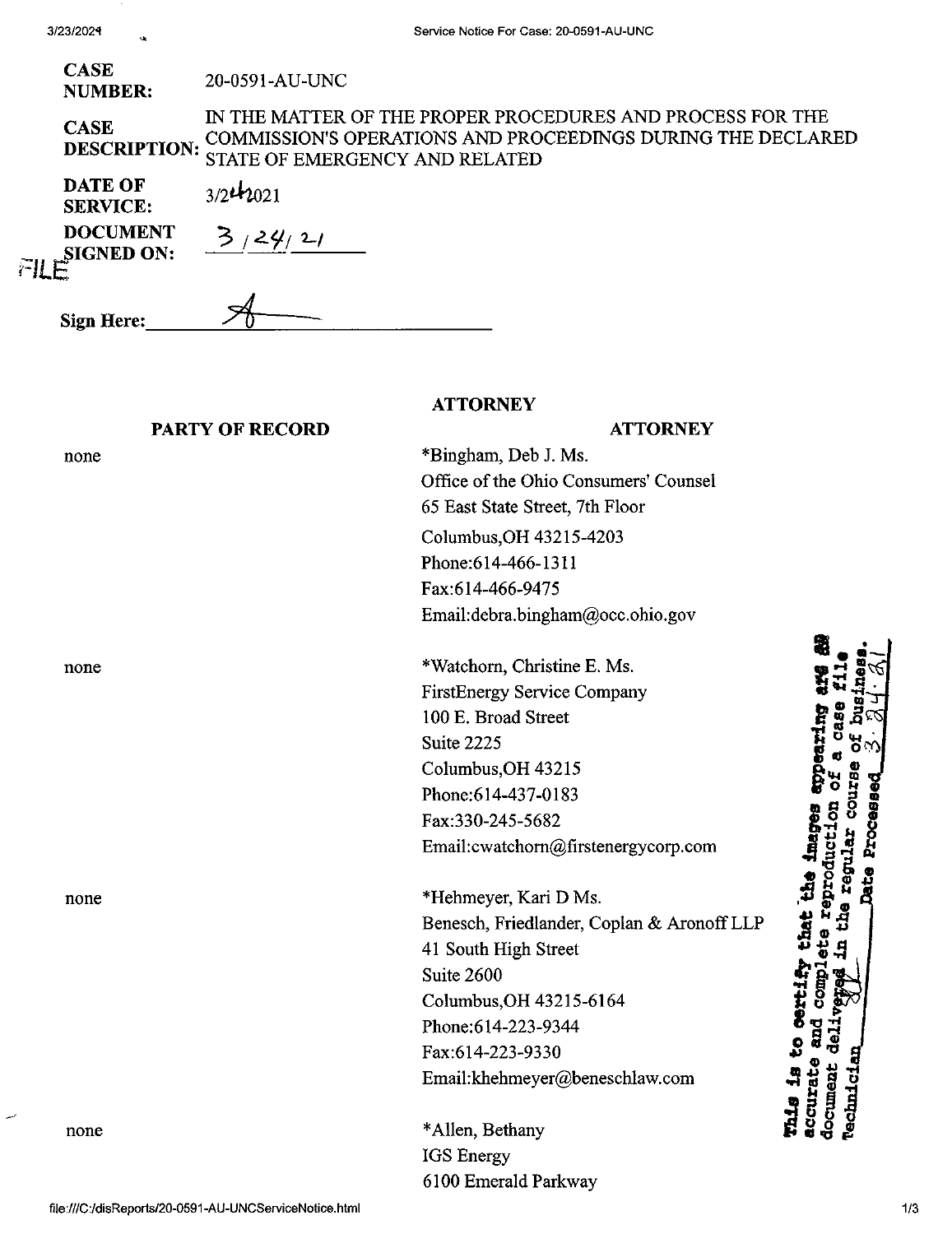| | |
|---|---|
| **CASE NUMBER:** | 20-0591-AU-UNC |
| **CASE DESCRIPTION:** | IN THE MATTER OF THE PROPER PROCEDURES AND PROCESS FOR THE COMMISSION'S OPERATIONS AND PROCEEDINGS DURING THE DECLARED STATE OF EMERGENCY AND RELATED |
| **DATE OF SERVICE:** | 3/24/2021 |
| **DOCUMENT SIGNED ON:** | 3/24/21 |

FILE

**Sign Here:** ____________________

**ATTORNEY**

| PARTY OF RECORD | ATTORNEY |
|---|---|
| none | *Bingham, Deb J. Ms.<br>Office of the Ohio Consumers' Counsel<br>65 East State Street, 7th Floor<br>Columbus,OH 43215-4203<br>Phone:614-466-1311<br>Fax:614-466-9475<br>Email:debra.bingham@occ.ohio.gov |
| none | *Watchorn, Christine E. Ms.<br>FirstEnergy Service Company<br>100 E. Broad Street<br>Suite 2225<br>Columbus,OH 43215<br>Phone:614-437-0183<br>Fax:330-245-5682<br>Email:cwatchorn@firstenergycorp.com |
| none | *Hehmeyer, Kari D Ms.<br>Benesch, Friedlander, Coplan & Aronoff LLP<br>41 South High Street<br>Suite 2600<br>Columbus,OH 43215-6164<br>Phone:614-223-9344<br>Fax:614-223-9330<br>Email:khehmeyer@beneschlaw.com |
| none | *Allen, Bethany<br>IGS Energy<br>6100 Emerald Parkway |

This is to certify that the images appearing are an accurate and complete reproduction of a case file document delivered in the regular course of business. Technician ___ Date Processed 3.24.21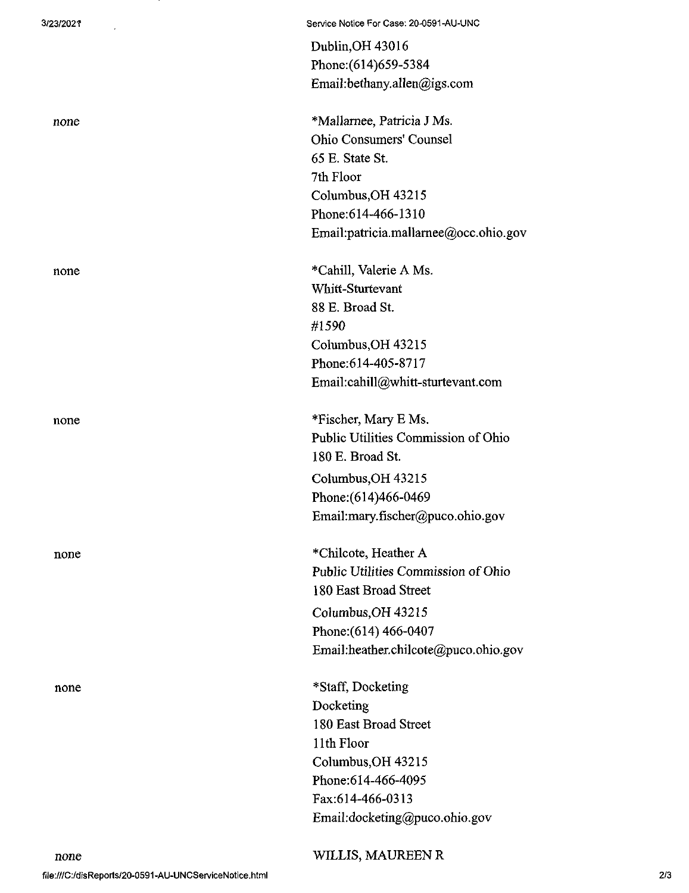Dublin,OH 43016
Phone:(614)659-5384
Email:bethany.allen@igs.com

| | |
|---|---|
| none | *Mallarnee, Patricia J Ms.<br>Ohio Consumers' Counsel<br>65 E. State St.<br>7th Floor<br>Columbus,OH 43215<br>Phone:614-466-1310<br>Email:patricia.mallarnee@occ.ohio.gov |
| none | *Cahill, Valerie A Ms.<br>Whitt-Sturtevant<br>88 E. Broad St.<br>#1590<br>Columbus,OH 43215<br>Phone:614-405-8717<br>Email:cahill@whitt-sturtevant.com |
| none | *Fischer, Mary E Ms.<br>Public Utilities Commission of Ohio<br>180 E. Broad St.<br>Columbus,OH 43215<br>Phone:(614)466-0469<br>Email:mary.fischer@puco.ohio.gov |
| none | *Chilcote, Heather A<br>Public Utilities Commission of Ohio<br>180 East Broad Street<br>Columbus,OH 43215<br>Phone:(614) 466-0407<br>Email:heather.chilcote@puco.ohio.gov |
| none | *Staff, Docketing<br>Docketing<br>180 East Broad Street<br>11th Floor<br>Columbus,OH 43215<br>Phone:614-466-4095<br>Fax:614-466-0313<br>Email:docketing@puco.ohio.gov |
| none | WILLIS, MAUREEN R |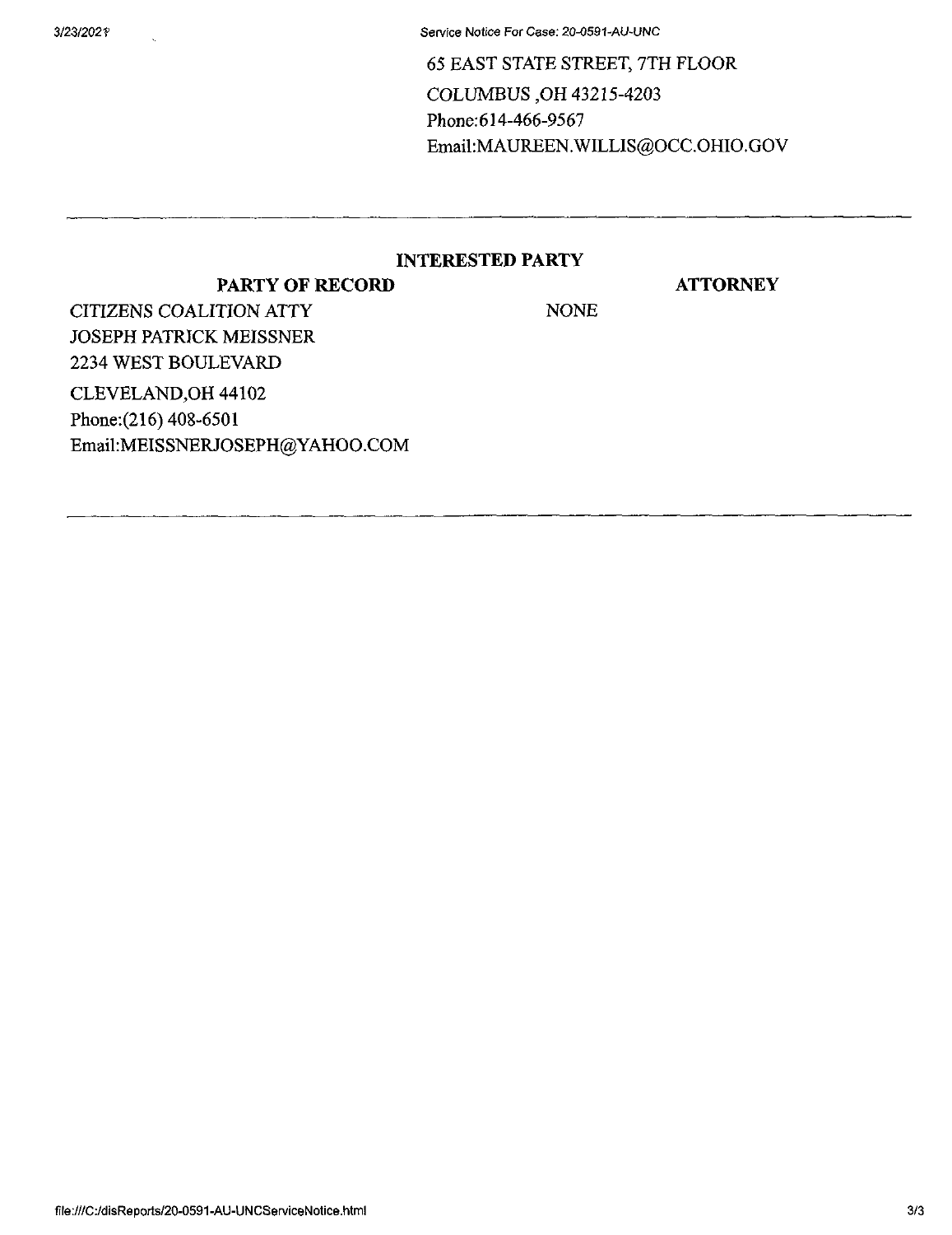65 EAST STATE STREET, 7TH FLOOR
COLUMBUS ,OH 43215-4203
Phone:614-466-9567
Email:MAUREEN.WILLIS@OCC.OHIO.GOV

---

## INTERESTED PARTY

| PARTY OF RECORD | ATTORNEY |
| --- | --- |
| CITIZENS COALITION ATTY<br>JOSEPH PATRICK MEISSNER<br>2234 WEST BOULEVARD<br>CLEVELAND,OH 44102<br>Phone:(216) 408-6501<br>Email:MEISSNERJOSEPH@YAHOO.COM | NONE |

---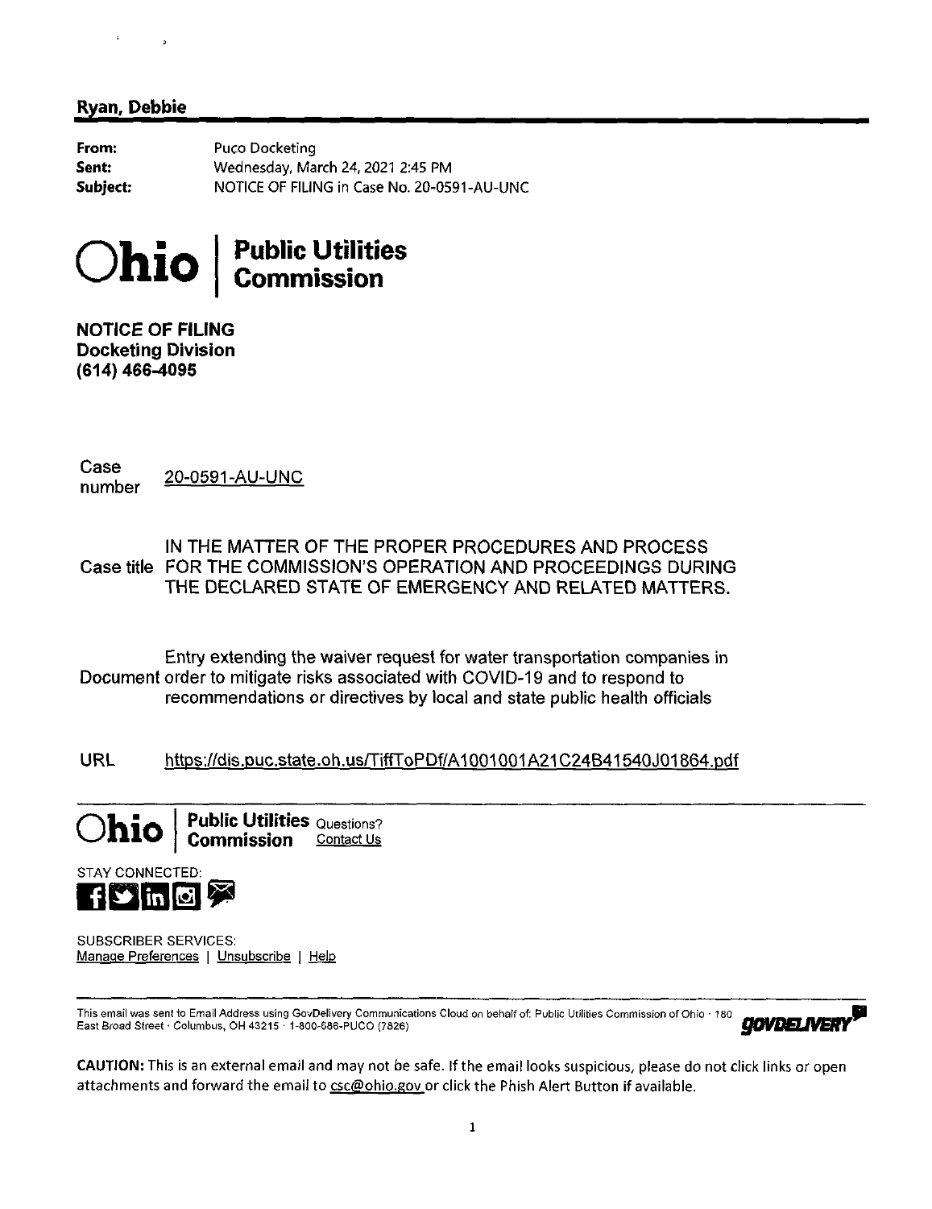**Ryan, Debbie**

| | |
|---|---|
| **From:** | Puco Docketing |
| **Sent:** | Wednesday, March 24, 2021 2:45 PM |
| **Subject:** | NOTICE OF FILING in Case No. 20-0591-AU-UNC |

# Ohio | Public Utilities Commission

**NOTICE OF FILING**
**Docketing Division**
**(614) 466-4095**

| | |
|---|---|
| Case number | 20-0591-AU-UNC |
| Case title | IN THE MATTER OF THE PROPER PROCEDURES AND PROCESS FOR THE COMMISSION'S OPERATION AND PROCEEDINGS DURING THE DECLARED STATE OF EMERGENCY AND RELATED MATTERS. |
| Document | Entry extending the waiver request for water transportation companies in order to mitigate risks associated with COVID-19 and to respond to recommendations or directives by local and state public health officials |
| URL | https://dis.puc.state.oh.us/TiffToPDf/A1001001A21C24B41540J01864.pdf |

Ohio | Public Utilities Commission   Questions? Contact Us

STAY CONNECTED:

SUBSCRIBER SERVICES:
Manage Preferences | Unsubscribe | Help

This email was sent to Email Address using GovDelivery Communications Cloud on behalf of: Public Utilities Commission of Ohio · 180 East Broad Street · Columbus, OH 43215 · 1-800-686-PUCO (7826)

GOVDELIVERY

**CAUTION:** This is an external email and may not be safe. If the email looks suspicious, please do not click links or open attachments and forward the email to csc@ohio.gov or click the Phish Alert Button if available.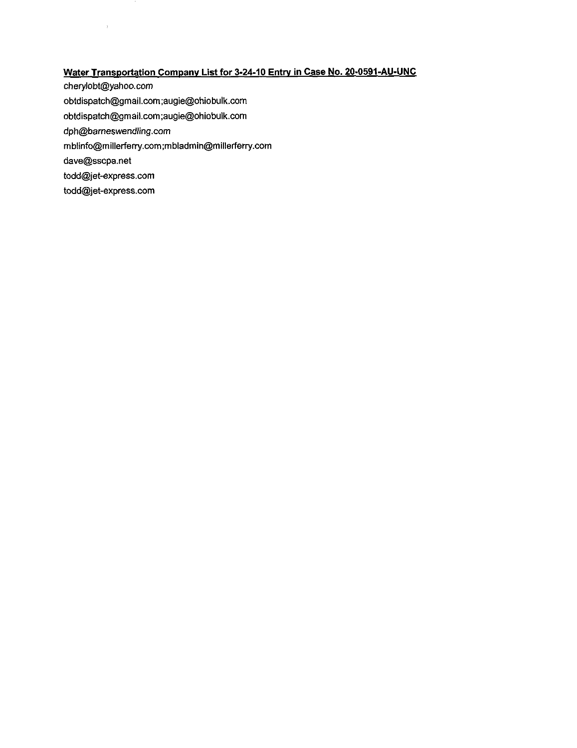**Water Transportation Company List for 3-24-10 Entry in Case No. 20-0591-AU-UNC**

cherylobt@yahoo.com

obtdispatch@gmail.com;augie@ohiobulk.com

obtdispatch@gmail.com;augie@ohiobulk.com

dph@barneswendling.com

mblinfo@millerferry.com;mbladmin@millerferry.com

dave@sscpa.net

todd@jet-express.com

todd@jet-express.com